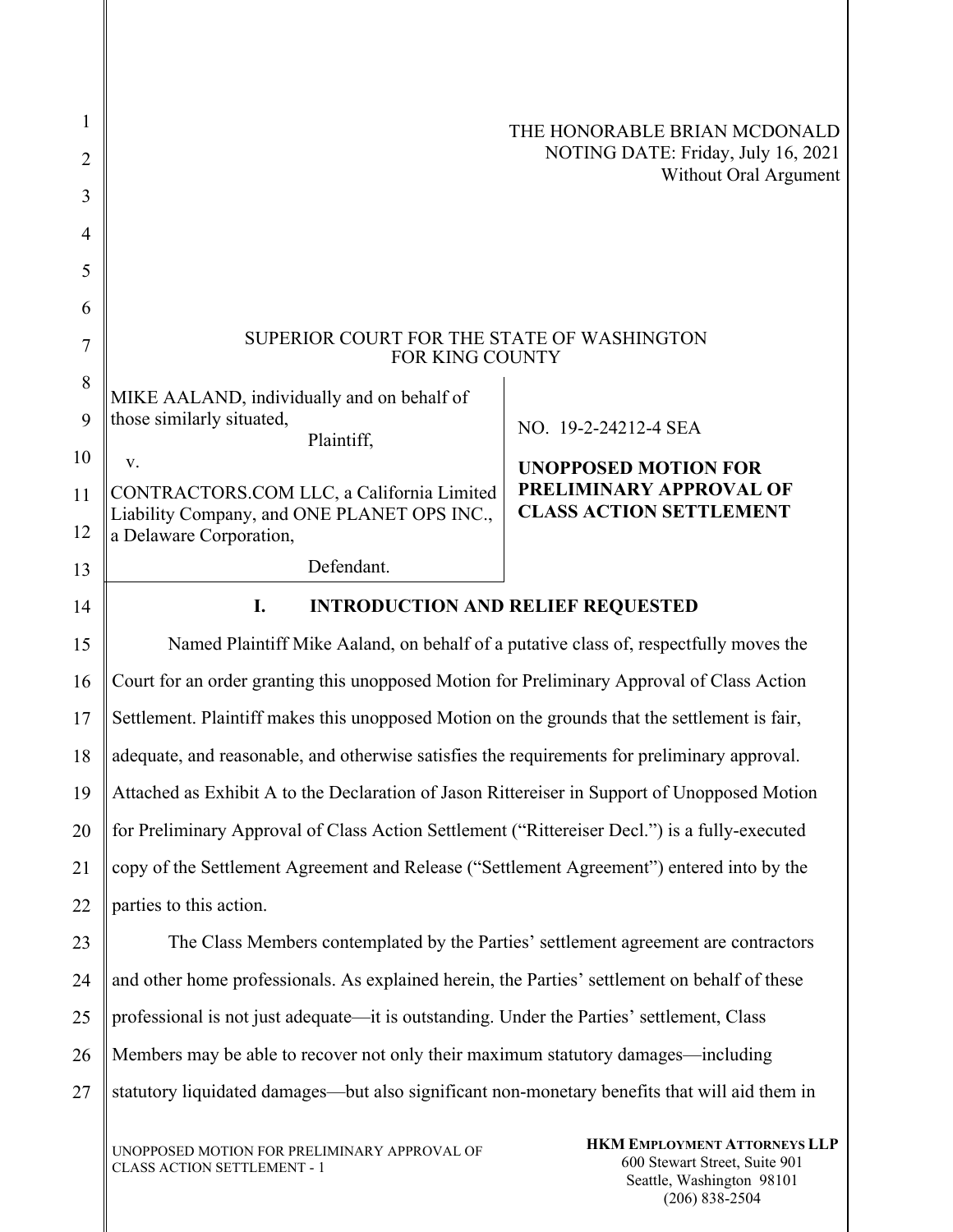THE HONORABLE BRIAN MCDONALD
NOTING DATE: Friday, July 16, 2021
Without Oral Argument

SUPERIOR COURT FOR THE STATE OF WASHINGTON
FOR KING COUNTY

| | |
|---|---|
| MIKE AALAND, individually and on behalf of those similarly situated,<br>Plaintiff,<br>v.<br>CONTRACTORS.COM LLC, a California Limited Liability Company, and ONE PLANET OPS INC., a Delaware Corporation,<br>Defendant. | NO. 19-2-24212-4 SEA<br><br>**UNOPPOSED MOTION FOR PRELIMINARY APPROVAL OF CLASS ACTION SETTLEMENT** |

## I. INTRODUCTION AND RELIEF REQUESTED

Named Plaintiff Mike Aaland, on behalf of a putative class of, respectfully moves the Court for an order granting this unopposed Motion for Preliminary Approval of Class Action Settlement. Plaintiff makes this unopposed Motion on the grounds that the settlement is fair, adequate, and reasonable, and otherwise satisfies the requirements for preliminary approval. Attached as Exhibit A to the Declaration of Jason Rittereiser in Support of Unopposed Motion for Preliminary Approval of Class Action Settlement ("Rittereiser Decl.") is a fully-executed copy of the Settlement Agreement and Release ("Settlement Agreement") entered into by the parties to this action.

The Class Members contemplated by the Parties' settlement agreement are contractors and other home professionals. As explained herein, the Parties' settlement on behalf of these professional is not just adequate—it is outstanding. Under the Parties' settlement, Class Members may be able to recover not only their maximum statutory damages—including statutory liquidated damages—but also significant non-monetary benefits that will aid them in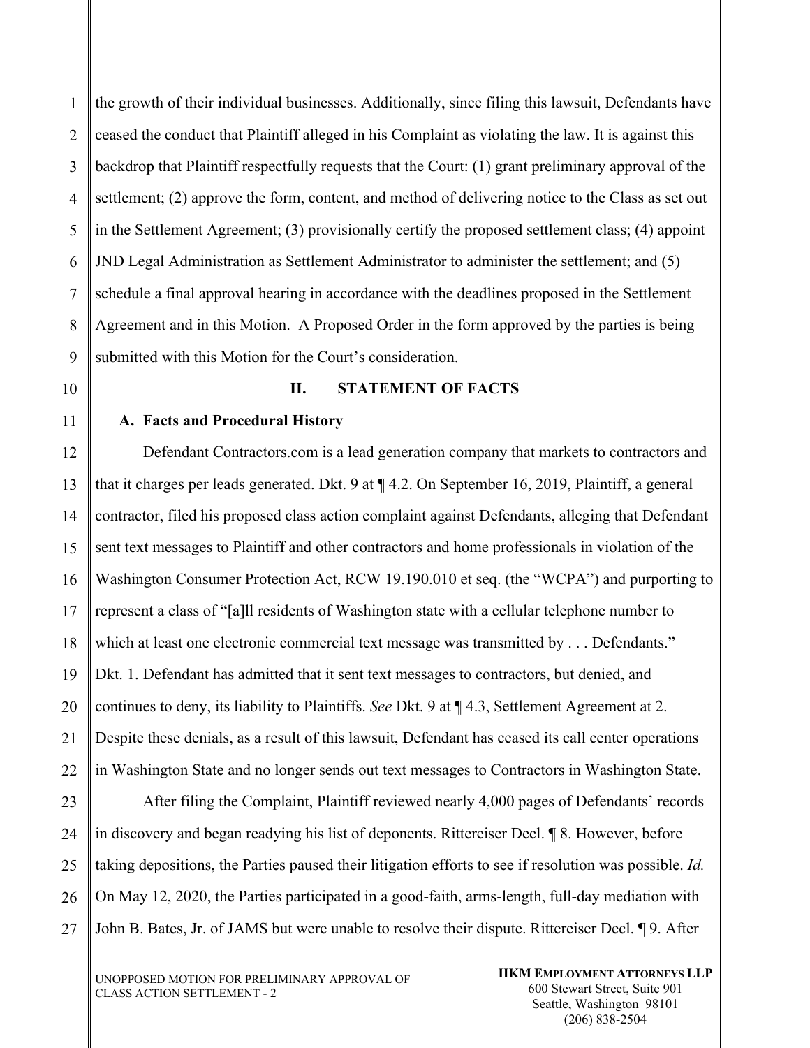the growth of their individual businesses. Additionally, since filing this lawsuit, Defendants have ceased the conduct that Plaintiff alleged in his Complaint as violating the law. It is against this backdrop that Plaintiff respectfully requests that the Court: (1) grant preliminary approval of the settlement; (2) approve the form, content, and method of delivering notice to the Class as set out in the Settlement Agreement; (3) provisionally certify the proposed settlement class; (4) appoint JND Legal Administration as Settlement Administrator to administer the settlement; and (5) schedule a final approval hearing in accordance with the deadlines proposed in the Settlement Agreement and in this Motion. A Proposed Order in the form approved by the parties is being submitted with this Motion for the Court's consideration.

## II. STATEMENT OF FACTS

### A. Facts and Procedural History

Defendant Contractors.com is a lead generation company that markets to contractors and that it charges per leads generated. Dkt. 9 at ¶ 4.2. On September 16, 2019, Plaintiff, a general contractor, filed his proposed class action complaint against Defendants, alleging that Defendant sent text messages to Plaintiff and other contractors and home professionals in violation of the Washington Consumer Protection Act, RCW 19.190.010 et seq. (the "WCPA") and purporting to represent a class of "[a]ll residents of Washington state with a cellular telephone number to which at least one electronic commercial text message was transmitted by . . . Defendants." Dkt. 1. Defendant has admitted that it sent text messages to contractors, but denied, and continues to deny, its liability to Plaintiffs. *See* Dkt. 9 at ¶ 4.3, Settlement Agreement at 2. Despite these denials, as a result of this lawsuit, Defendant has ceased its call center operations in Washington State and no longer sends out text messages to Contractors in Washington State.

After filing the Complaint, Plaintiff reviewed nearly 4,000 pages of Defendants' records in discovery and began readying his list of deponents. Rittereiser Decl. ¶ 8. However, before taking depositions, the Parties paused their litigation efforts to see if resolution was possible. *Id.* On May 12, 2020, the Parties participated in a good-faith, arms-length, full-day mediation with John B. Bates, Jr. of JAMS but were unable to resolve their dispute. Rittereiser Decl. ¶ 9. After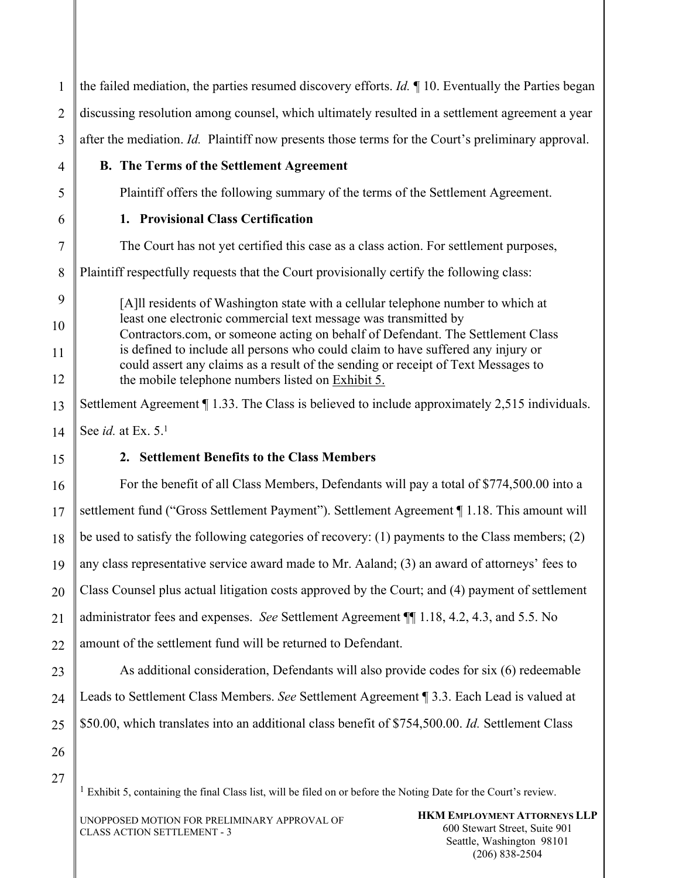the failed mediation, the parties resumed discovery efforts. *Id.* ¶ 10. Eventually the Parties began discussing resolution among counsel, which ultimately resulted in a settlement agreement a year after the mediation. *Id.* Plaintiff now presents those terms for the Court's preliminary approval.

### B. The Terms of the Settlement Agreement

Plaintiff offers the following summary of the terms of the Settlement Agreement.

#### 1. Provisional Class Certification

The Court has not yet certified this case as a class action. For settlement purposes, Plaintiff respectfully requests that the Court provisionally certify the following class:

> [A]ll residents of Washington state with a cellular telephone number to which at least one electronic commercial text message was transmitted by Contractors.com, or someone acting on behalf of Defendant. The Settlement Class is defined to include all persons who could claim to have suffered any injury or could assert any claims as a result of the sending or receipt of Text Messages to the mobile telephone numbers listed on Exhibit 5.

Settlement Agreement ¶ 1.33. The Class is believed to include approximately 2,515 individuals. See *id.* at Ex. 5.[1]

#### 2. Settlement Benefits to the Class Members

For the benefit of all Class Members, Defendants will pay a total of $774,500.00 into a settlement fund ("Gross Settlement Payment"). Settlement Agreement ¶ 1.18. This amount will be used to satisfy the following categories of recovery: (1) payments to the Class members; (2) any class representative service award made to Mr. Aaland; (3) an award of attorneys' fees to Class Counsel plus actual litigation costs approved by the Court; and (4) payment of settlement administrator fees and expenses. *See* Settlement Agreement ¶¶ 1.18, 4.2, 4.3, and 5.5. No amount of the settlement fund will be returned to Defendant.

As additional consideration, Defendants will also provide codes for six (6) redeemable Leads to Settlement Class Members. *See* Settlement Agreement ¶ 3.3. Each Lead is valued at $50.00, which translates into an additional class benefit of $754,500.00. *Id.* Settlement Class

[1] Exhibit 5, containing the final Class list, will be filed on or before the Noting Date for the Court's review.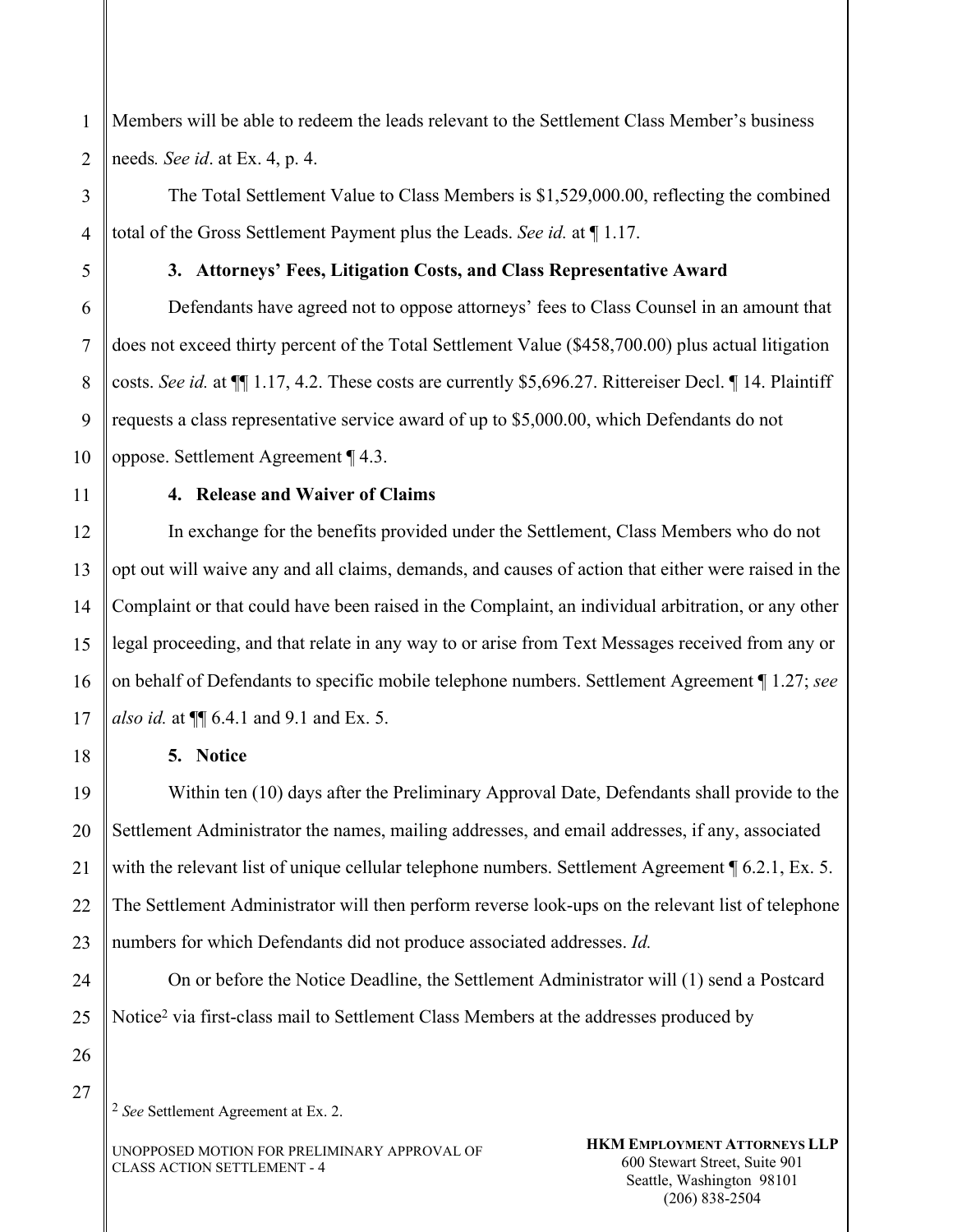Members will be able to redeem the leads relevant to the Settlement Class Member's business needs*. See id*. at Ex. 4, p. 4.

The Total Settlement Value to Class Members is $1,529,000.00, reflecting the combined total of the Gross Settlement Payment plus the Leads. *See id.* at ¶ 1.17.

### 3. Attorneys' Fees, Litigation Costs, and Class Representative Award

Defendants have agreed not to oppose attorneys' fees to Class Counsel in an amount that does not exceed thirty percent of the Total Settlement Value ($458,700.00) plus actual litigation costs. *See id.* at ¶¶ 1.17, 4.2. These costs are currently $5,696.27. Rittereiser Decl. ¶ 14. Plaintiff requests a class representative service award of up to $5,000.00, which Defendants do not oppose. Settlement Agreement ¶ 4.3.

### 4. Release and Waiver of Claims

In exchange for the benefits provided under the Settlement, Class Members who do not opt out will waive any and all claims, demands, and causes of action that either were raised in the Complaint or that could have been raised in the Complaint, an individual arbitration, or any other legal proceeding, and that relate in any way to or arise from Text Messages received from any or on behalf of Defendants to specific mobile telephone numbers. Settlement Agreement ¶ 1.27; *see also id.* at ¶¶ 6.4.1 and 9.1 and Ex. 5.

### 5. Notice

Within ten (10) days after the Preliminary Approval Date, Defendants shall provide to the Settlement Administrator the names, mailing addresses, and email addresses, if any, associated with the relevant list of unique cellular telephone numbers. Settlement Agreement ¶ 6.2.1, Ex. 5. The Settlement Administrator will then perform reverse look-ups on the relevant list of telephone numbers for which Defendants did not produce associated addresses. *Id.*

On or before the Notice Deadline, the Settlement Administrator will (1) send a Postcard Notice[2] via first-class mail to Settlement Class Members at the addresses produced by

[2] *See* Settlement Agreement at Ex. 2.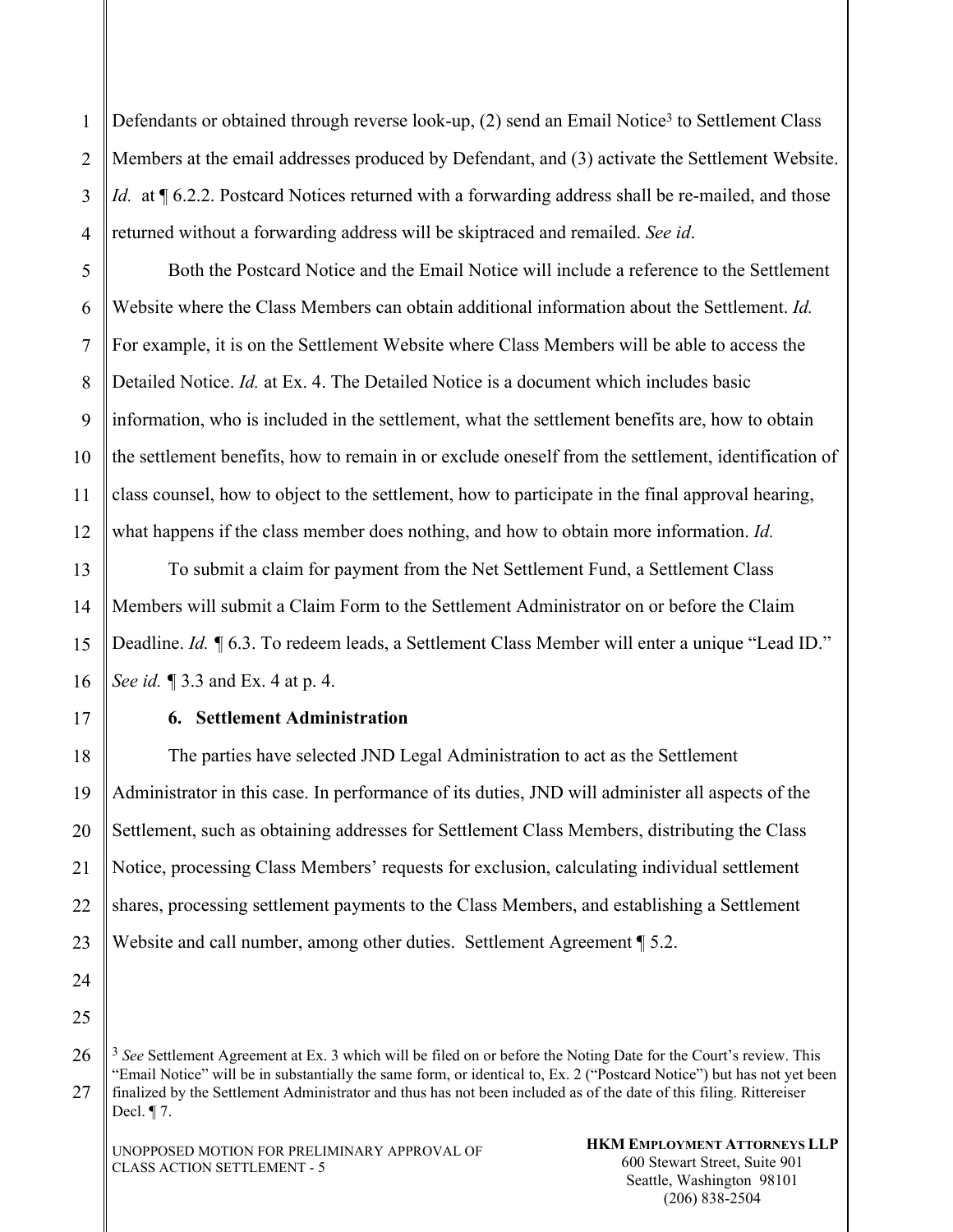Defendants or obtained through reverse look-up, (2) send an Email Notice[3] to Settlement Class Members at the email addresses produced by Defendant, and (3) activate the Settlement Website. *Id.* at ¶ 6.2.2. Postcard Notices returned with a forwarding address shall be re-mailed, and those returned without a forwarding address will be skiptraced and remailed. *See id*.

Both the Postcard Notice and the Email Notice will include a reference to the Settlement Website where the Class Members can obtain additional information about the Settlement. *Id.* For example, it is on the Settlement Website where Class Members will be able to access the Detailed Notice. *Id.* at Ex. 4. The Detailed Notice is a document which includes basic information, who is included in the settlement, what the settlement benefits are, how to obtain the settlement benefits, how to remain in or exclude oneself from the settlement, identification of class counsel, how to object to the settlement, how to participate in the final approval hearing, what happens if the class member does nothing, and how to obtain more information. *Id.*

To submit a claim for payment from the Net Settlement Fund, a Settlement Class Members will submit a Claim Form to the Settlement Administrator on or before the Claim Deadline. *Id.* ¶ 6.3. To redeem leads, a Settlement Class Member will enter a unique "Lead ID." *See id.* ¶ 3.3 and Ex. 4 at p. 4.

### 6. Settlement Administration

The parties have selected JND Legal Administration to act as the Settlement Administrator in this case. In performance of its duties, JND will administer all aspects of the Settlement, such as obtaining addresses for Settlement Class Members, distributing the Class Notice, processing Class Members' requests for exclusion, calculating individual settlement shares, processing settlement payments to the Class Members, and establishing a Settlement Website and call number, among other duties. Settlement Agreement ¶ 5.2.

[3] *See* Settlement Agreement at Ex. 3 which will be filed on or before the Noting Date for the Court's review. This "Email Notice" will be in substantially the same form, or identical to, Ex. 2 ("Postcard Notice") but has not yet been finalized by the Settlement Administrator and thus has not been included as of the date of this filing. Rittereiser Decl. ¶ 7.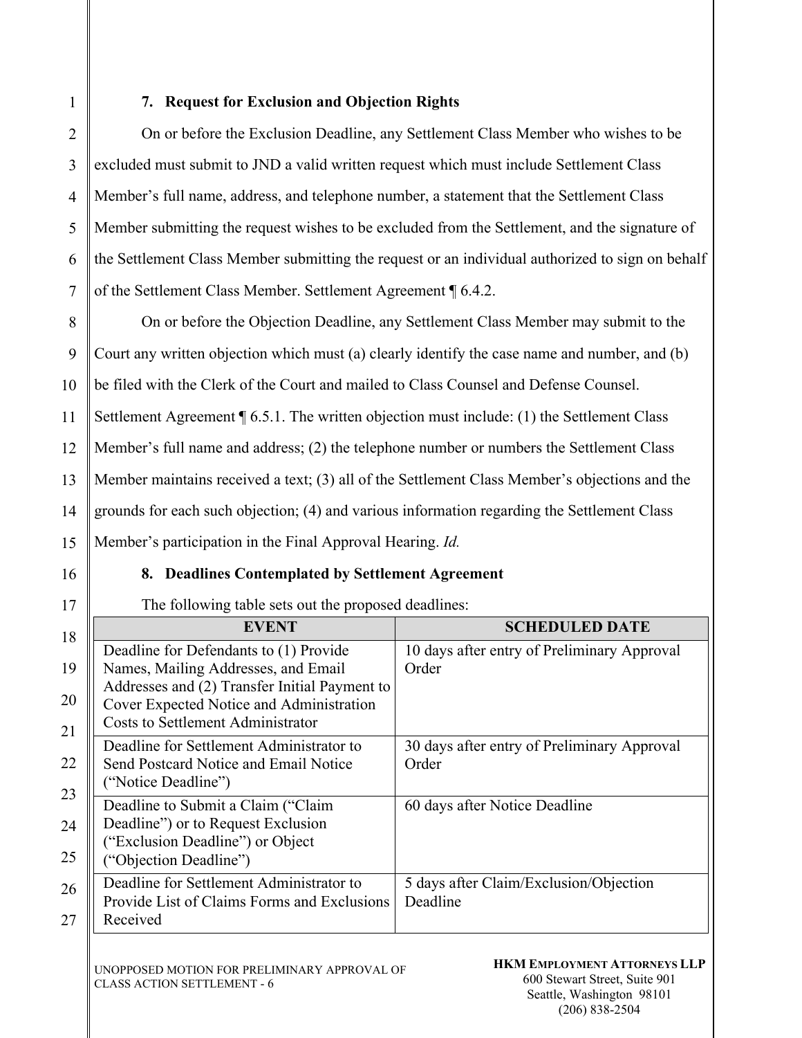### 7. Request for Exclusion and Objection Rights

On or before the Exclusion Deadline, any Settlement Class Member who wishes to be excluded must submit to JND a valid written request which must include Settlement Class Member's full name, address, and telephone number, a statement that the Settlement Class Member submitting the request wishes to be excluded from the Settlement, and the signature of the Settlement Class Member submitting the request or an individual authorized to sign on behalf of the Settlement Class Member. Settlement Agreement ¶ 6.4.2.

On or before the Objection Deadline, any Settlement Class Member may submit to the Court any written objection which must (a) clearly identify the case name and number, and (b) be filed with the Clerk of the Court and mailed to Class Counsel and Defense Counsel. Settlement Agreement ¶ 6.5.1. The written objection must include: (1) the Settlement Class Member's full name and address; (2) the telephone number or numbers the Settlement Class Member maintains received a text; (3) all of the Settlement Class Member's objections and the grounds for each such objection; (4) and various information regarding the Settlement Class Member's participation in the Final Approval Hearing. *Id.*

### 8. Deadlines Contemplated by Settlement Agreement

The following table sets out the proposed deadlines:

| EVENT | SCHEDULED DATE |
|---|---|
| Deadline for Defendants to (1) Provide Names, Mailing Addresses, and Email Addresses and (2) Transfer Initial Payment to Cover Expected Notice and Administration Costs to Settlement Administrator | 10 days after entry of Preliminary Approval Order |
| Deadline for Settlement Administrator to Send Postcard Notice and Email Notice ("Notice Deadline") | 30 days after entry of Preliminary Approval Order |
| Deadline to Submit a Claim ("Claim Deadline") or to Request Exclusion ("Exclusion Deadline") or Object ("Objection Deadline") | 60 days after Notice Deadline |
| Deadline for Settlement Administrator to Provide List of Claims Forms and Exclusions Received | 5 days after Claim/Exclusion/Objection Deadline |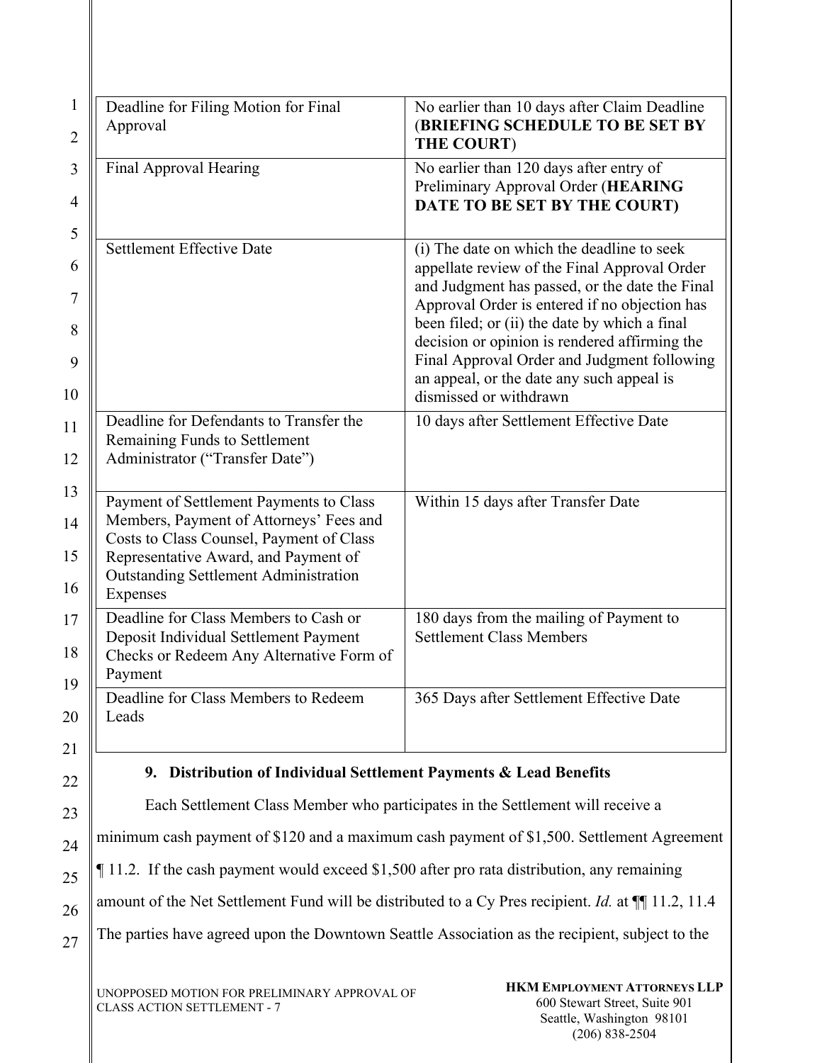| | |
|---|---|
| Deadline for Filing Motion for Final Approval | No earlier than 10 days after Claim Deadline (**BRIEFING SCHEDULE TO BE SET BY THE COURT**) |
| Final Approval Hearing | No earlier than 120 days after entry of Preliminary Approval Order (**HEARING DATE TO BE SET BY THE COURT)** |
| Settlement Effective Date | (i) The date on which the deadline to seek appellate review of the Final Approval Order and Judgment has passed, or the date the Final Approval Order is entered if no objection has been filed; or (ii) the date by which a final decision or opinion is rendered affirming the Final Approval Order and Judgment following an appeal, or the date any such appeal is dismissed or withdrawn |
| Deadline for Defendants to Transfer the Remaining Funds to Settlement Administrator ("Transfer Date") | 10 days after Settlement Effective Date |
| Payment of Settlement Payments to Class Members, Payment of Attorneys' Fees and Costs to Class Counsel, Payment of Class Representative Award, and Payment of Outstanding Settlement Administration Expenses | Within 15 days after Transfer Date |
| Deadline for Class Members to Cash or Deposit Individual Settlement Payment Checks or Redeem Any Alternative Form of Payment | 180 days from the mailing of Payment to Settlement Class Members |
| Deadline for Class Members to Redeem Leads | 365 Days after Settlement Effective Date |

**9. Distribution of Individual Settlement Payments & Lead Benefits**

Each Settlement Class Member who participates in the Settlement will receive a minimum cash payment of $120 and a maximum cash payment of $1,500. Settlement Agreement ¶ 11.2. If the cash payment would exceed $1,500 after pro rata distribution, any remaining amount of the Net Settlement Fund will be distributed to a Cy Pres recipient. *Id.* at ¶¶ 11.2, 11.4 The parties have agreed upon the Downtown Seattle Association as the recipient, subject to the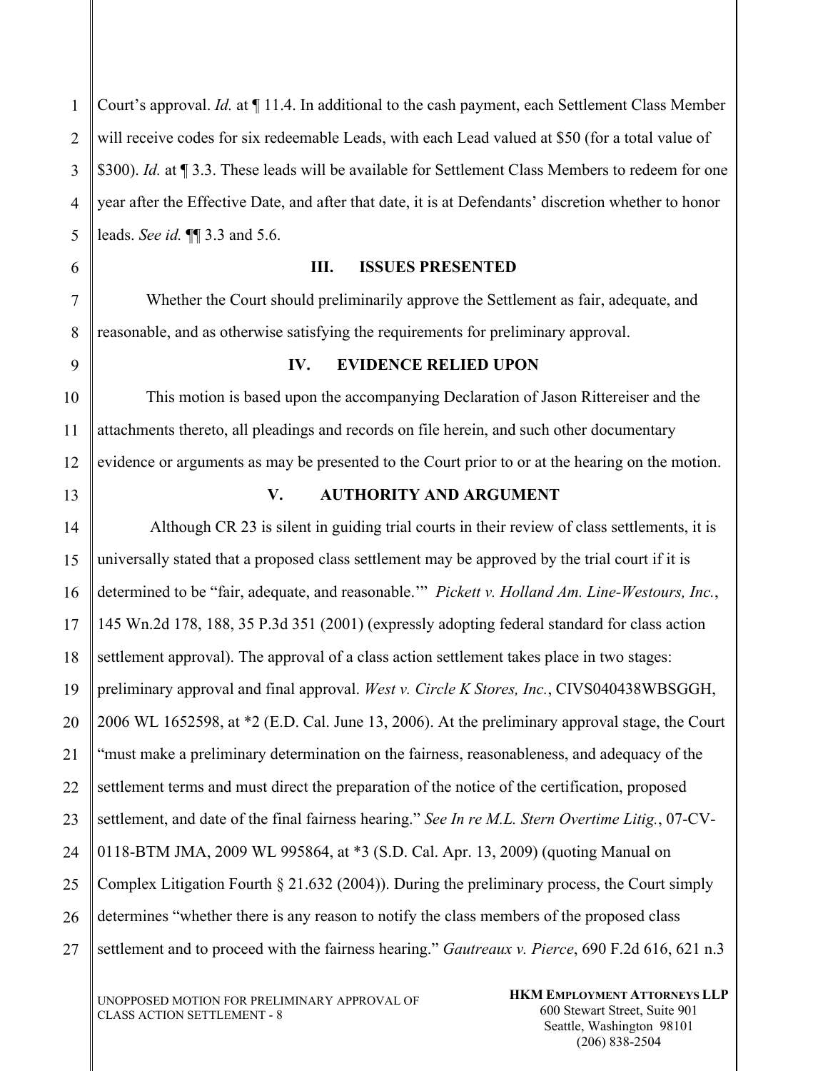Court's approval. *Id.* at ¶ 11.4. In additional to the cash payment, each Settlement Class Member will receive codes for six redeemable Leads, with each Lead valued at $50 (for a total value of $300). *Id.* at ¶ 3.3. These leads will be available for Settlement Class Members to redeem for one year after the Effective Date, and after that date, it is at Defendants' discretion whether to honor leads. *See id.* ¶¶ 3.3 and 5.6.

## III. ISSUES PRESENTED

Whether the Court should preliminarily approve the Settlement as fair, adequate, and reasonable, and as otherwise satisfying the requirements for preliminary approval.

## IV. EVIDENCE RELIED UPON

This motion is based upon the accompanying Declaration of Jason Rittereiser and the attachments thereto, all pleadings and records on file herein, and such other documentary evidence or arguments as may be presented to the Court prior to or at the hearing on the motion.

## V. AUTHORITY AND ARGUMENT

Although CR 23 is silent in guiding trial courts in their review of class settlements, it is universally stated that a proposed class settlement may be approved by the trial court if it is determined to be "fair, adequate, and reasonable.'" *Pickett v. Holland Am. Line-Westours, Inc.*, 145 Wn.2d 178, 188, 35 P.3d 351 (2001) (expressly adopting federal standard for class action settlement approval). The approval of a class action settlement takes place in two stages: preliminary approval and final approval. *West v. Circle K Stores, Inc.*, CIVS040438WBSGGH, 2006 WL 1652598, at *2 (E.D. Cal. June 13, 2006). At the preliminary approval stage, the Court "must make a preliminary determination on the fairness, reasonableness, and adequacy of the settlement terms and must direct the preparation of the notice of the certification, proposed settlement, and date of the final fairness hearing." *See In re M.L. Stern Overtime Litig.*, 07-CV-0118-BTM JMA, 2009 WL 995864, at *3 (S.D. Cal. Apr. 13, 2009) (quoting Manual on Complex Litigation Fourth § 21.632 (2004)). During the preliminary process, the Court simply determines "whether there is any reason to notify the class members of the proposed class settlement and to proceed with the fairness hearing." *Gautreaux v. Pierce*, 690 F.2d 616, 621 n.3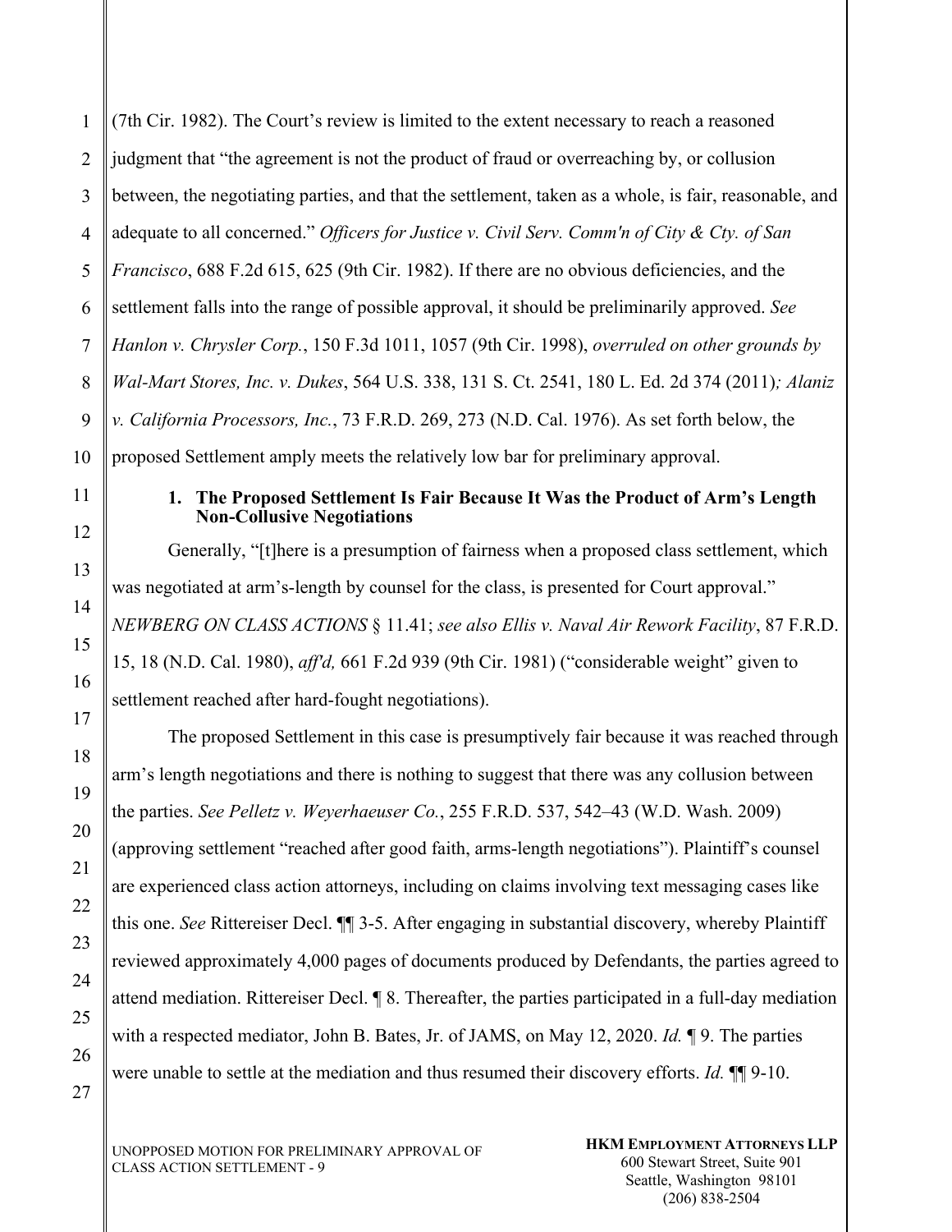(7th Cir. 1982). The Court's review is limited to the extent necessary to reach a reasoned judgment that "the agreement is not the product of fraud or overreaching by, or collusion between, the negotiating parties, and that the settlement, taken as a whole, is fair, reasonable, and adequate to all concerned." *Officers for Justice v. Civil Serv. Comm'n of City & Cty. of San Francisco*, 688 F.2d 615, 625 (9th Cir. 1982). If there are no obvious deficiencies, and the settlement falls into the range of possible approval, it should be preliminarily approved. *See Hanlon v. Chrysler Corp.*, 150 F.3d 1011, 1057 (9th Cir. 1998), *overruled on other grounds by Wal-Mart Stores, Inc. v. Dukes*, 564 U.S. 338, 131 S. Ct. 2541, 180 L. Ed. 2d 374 (2011)*; Alaniz v. California Processors, Inc.*, 73 F.R.D. 269, 273 (N.D. Cal. 1976). As set forth below, the proposed Settlement amply meets the relatively low bar for preliminary approval.

**1. The Proposed Settlement Is Fair Because It Was the Product of Arm's Length Non-Collusive Negotiations**

Generally, "[t]here is a presumption of fairness when a proposed class settlement, which was negotiated at arm's-length by counsel for the class, is presented for Court approval." *NEWBERG ON CLASS ACTIONS* § 11.41; *see also Ellis v. Naval Air Rework Facility*, 87 F.R.D. 15, 18 (N.D. Cal. 1980), *aff'd,* 661 F.2d 939 (9th Cir. 1981) ("considerable weight" given to settlement reached after hard-fought negotiations).

The proposed Settlement in this case is presumptively fair because it was reached through arm's length negotiations and there is nothing to suggest that there was any collusion between the parties. *See Pelletz v. Weyerhaeuser Co.*, 255 F.R.D. 537, 542–43 (W.D. Wash. 2009) (approving settlement "reached after good faith, arms-length negotiations"). Plaintiff's counsel are experienced class action attorneys, including on claims involving text messaging cases like this one. *See* Rittereiser Decl. ¶¶ 3-5. After engaging in substantial discovery, whereby Plaintiff reviewed approximately 4,000 pages of documents produced by Defendants, the parties agreed to attend mediation. Rittereiser Decl. ¶ 8. Thereafter, the parties participated in a full-day mediation with a respected mediator, John B. Bates, Jr. of JAMS, on May 12, 2020. *Id.* ¶ 9. The parties were unable to settle at the mediation and thus resumed their discovery efforts. *Id.* ¶¶ 9-10.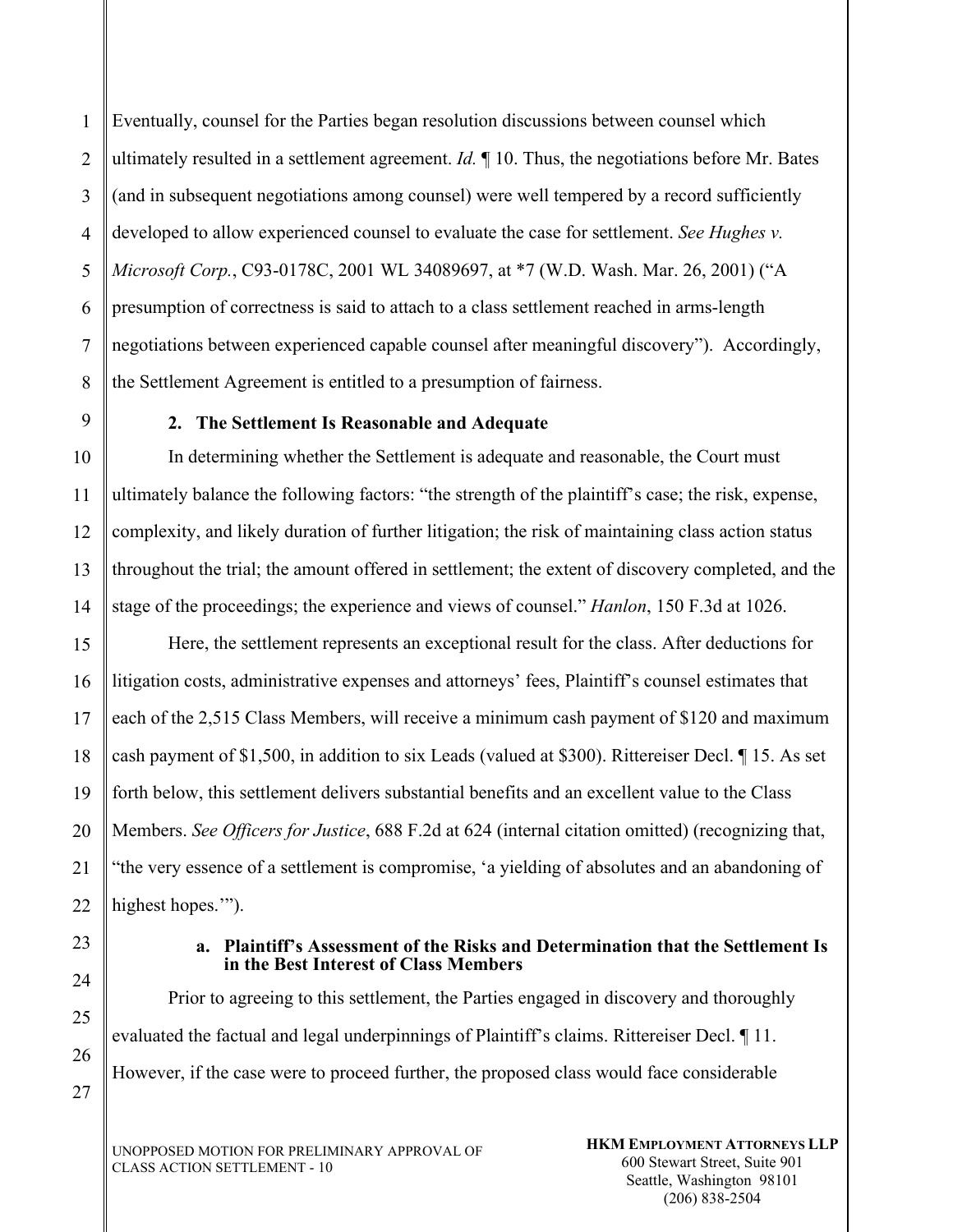Eventually, counsel for the Parties began resolution discussions between counsel which ultimately resulted in a settlement agreement. *Id.* ¶ 10. Thus, the negotiations before Mr. Bates (and in subsequent negotiations among counsel) were well tempered by a record sufficiently developed to allow experienced counsel to evaluate the case for settlement. *See Hughes v. Microsoft Corp.*, C93-0178C, 2001 WL 34089697, at *7 (W.D. Wash. Mar. 26, 2001) ("A presumption of correctness is said to attach to a class settlement reached in arms-length negotiations between experienced capable counsel after meaningful discovery"). Accordingly, the Settlement Agreement is entitled to a presumption of fairness.

### 2. The Settlement Is Reasonable and Adequate

In determining whether the Settlement is adequate and reasonable, the Court must ultimately balance the following factors: "the strength of the plaintiff's case; the risk, expense, complexity, and likely duration of further litigation; the risk of maintaining class action status throughout the trial; the amount offered in settlement; the extent of discovery completed, and the stage of the proceedings; the experience and views of counsel." *Hanlon*, 150 F.3d at 1026.

Here, the settlement represents an exceptional result for the class. After deductions for litigation costs, administrative expenses and attorneys' fees, Plaintiff's counsel estimates that each of the 2,515 Class Members, will receive a minimum cash payment of $120 and maximum cash payment of $1,500, in addition to six Leads (valued at $300). Rittereiser Decl. ¶ 15. As set forth below, this settlement delivers substantial benefits and an excellent value to the Class Members. *See Officers for Justice*, 688 F.2d at 624 (internal citation omitted) (recognizing that, "the very essence of a settlement is compromise, 'a yielding of absolutes and an abandoning of highest hopes.'").

#### a. Plaintiff's Assessment of the Risks and Determination that the Settlement Is in the Best Interest of Class Members

Prior to agreeing to this settlement, the Parties engaged in discovery and thoroughly evaluated the factual and legal underpinnings of Plaintiff's claims. Rittereiser Decl. ¶ 11. However, if the case were to proceed further, the proposed class would face considerable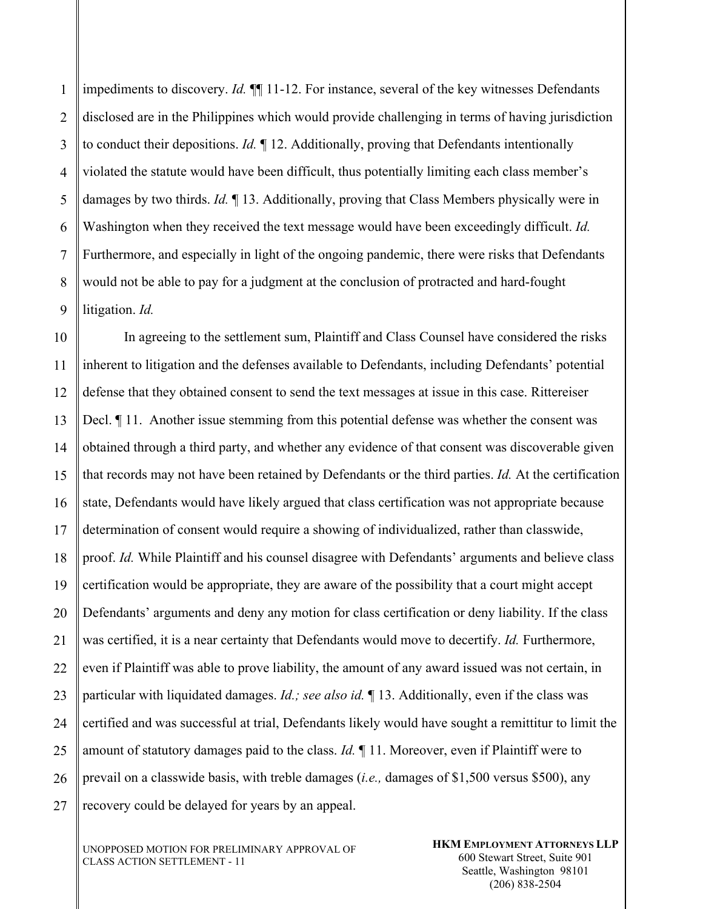impediments to discovery. *Id.* ¶¶ 11-12. For instance, several of the key witnesses Defendants disclosed are in the Philippines which would provide challenging in terms of having jurisdiction to conduct their depositions. *Id.* ¶ 12. Additionally, proving that Defendants intentionally violated the statute would have been difficult, thus potentially limiting each class member's damages by two thirds. *Id.* ¶ 13. Additionally, proving that Class Members physically were in Washington when they received the text message would have been exceedingly difficult. *Id.* Furthermore, and especially in light of the ongoing pandemic, there were risks that Defendants would not be able to pay for a judgment at the conclusion of protracted and hard-fought litigation. *Id.*

In agreeing to the settlement sum, Plaintiff and Class Counsel have considered the risks inherent to litigation and the defenses available to Defendants, including Defendants' potential defense that they obtained consent to send the text messages at issue in this case. Rittereiser Decl. ¶ 11. Another issue stemming from this potential defense was whether the consent was obtained through a third party, and whether any evidence of that consent was discoverable given that records may not have been retained by Defendants or the third parties. *Id.* At the certification state, Defendants would have likely argued that class certification was not appropriate because determination of consent would require a showing of individualized, rather than classwide, proof. *Id.* While Plaintiff and his counsel disagree with Defendants' arguments and believe class certification would be appropriate, they are aware of the possibility that a court might accept Defendants' arguments and deny any motion for class certification or deny liability. If the class was certified, it is a near certainty that Defendants would move to decertify. *Id.* Furthermore, even if Plaintiff was able to prove liability, the amount of any award issued was not certain, in particular with liquidated damages. *Id.; see also id.* ¶ 13. Additionally, even if the class was certified and was successful at trial, Defendants likely would have sought a remittitur to limit the amount of statutory damages paid to the class. *Id.* ¶ 11. Moreover, even if Plaintiff were to prevail on a classwide basis, with treble damages (*i.e.,* damages of $1,500 versus $500), any recovery could be delayed for years by an appeal.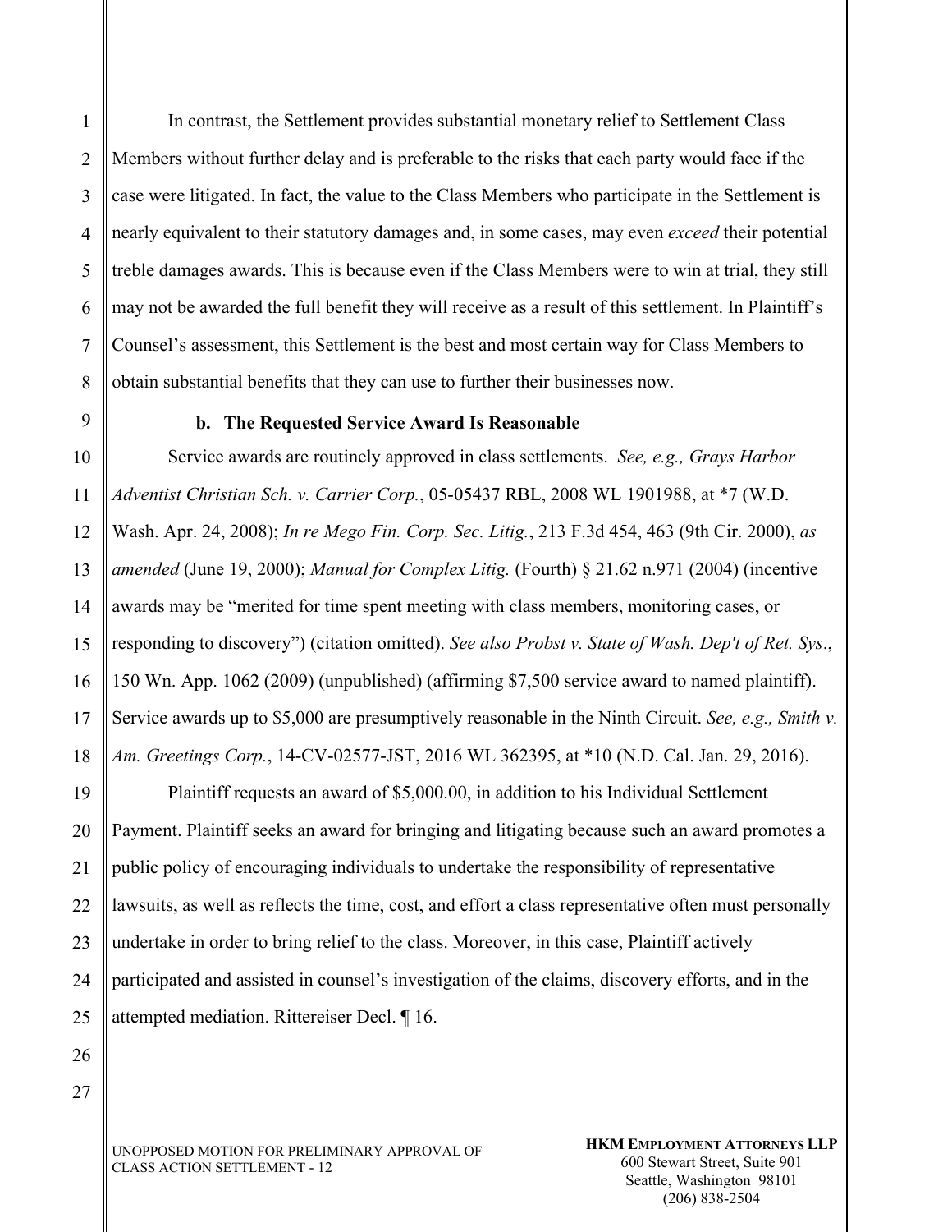In contrast, the Settlement provides substantial monetary relief to Settlement Class Members without further delay and is preferable to the risks that each party would face if the case were litigated. In fact, the value to the Class Members who participate in the Settlement is nearly equivalent to their statutory damages and, in some cases, may even *exceed* their potential treble damages awards. This is because even if the Class Members were to win at trial, they still may not be awarded the full benefit they will receive as a result of this settlement. In Plaintiff's Counsel's assessment, this Settlement is the best and most certain way for Class Members to obtain substantial benefits that they can use to further their businesses now.

**b. The Requested Service Award Is Reasonable**

Service awards are routinely approved in class settlements. *See, e.g., Grays Harbor Adventist Christian Sch. v. Carrier Corp.*, 05-05437 RBL, 2008 WL 1901988, at *7 (W.D. Wash. Apr. 24, 2008); *In re Mego Fin. Corp. Sec. Litig.*, 213 F.3d 454, 463 (9th Cir. 2000), *as amended* (June 19, 2000); *Manual for Complex Litig.* (Fourth) § 21.62 n.971 (2004) (incentive awards may be "merited for time spent meeting with class members, monitoring cases, or responding to discovery") (citation omitted). *See also Probst v. State of Wash. Dep't of Ret. Sys*., 150 Wn. App. 1062 (2009) (unpublished) (affirming $7,500 service award to named plaintiff). Service awards up to $5,000 are presumptively reasonable in the Ninth Circuit. *See, e.g., Smith v. Am. Greetings Corp.*, 14-CV-02577-JST, 2016 WL 362395, at *10 (N.D. Cal. Jan. 29, 2016).

Plaintiff requests an award of $5,000.00, in addition to his Individual Settlement Payment. Plaintiff seeks an award for bringing and litigating because such an award promotes a public policy of encouraging individuals to undertake the responsibility of representative lawsuits, as well as reflects the time, cost, and effort a class representative often must personally undertake in order to bring relief to the class. Moreover, in this case, Plaintiff actively participated and assisted in counsel's investigation of the claims, discovery efforts, and in the attempted mediation. Rittereiser Decl. ¶ 16.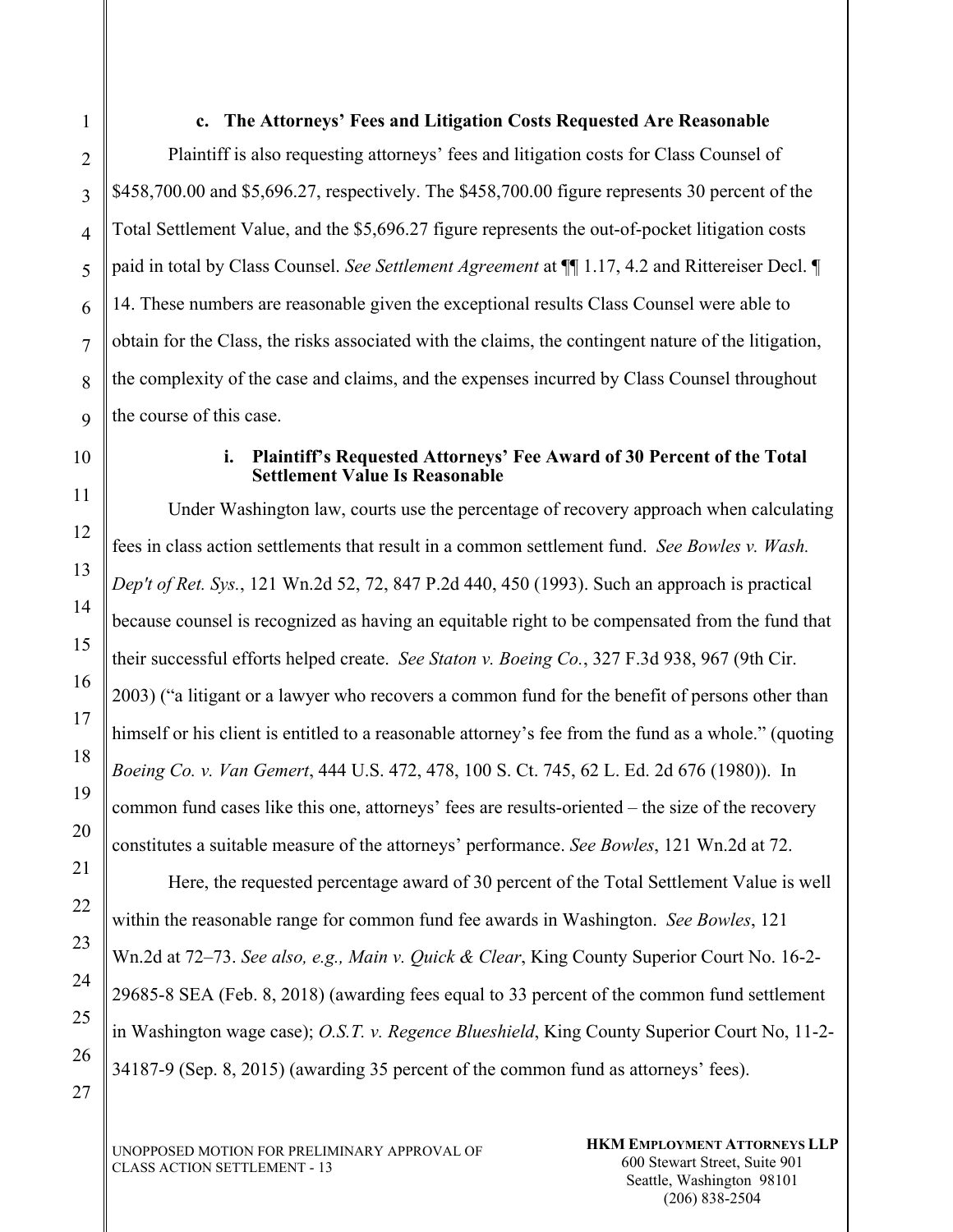### c. The Attorneys' Fees and Litigation Costs Requested Are Reasonable

Plaintiff is also requesting attorneys' fees and litigation costs for Class Counsel of $458,700.00 and $5,696.27, respectively. The $458,700.00 figure represents 30 percent of the Total Settlement Value, and the $5,696.27 figure represents the out-of-pocket litigation costs paid in total by Class Counsel. *See Settlement Agreement* at ¶¶ 1.17, 4.2 and Rittereiser Decl. ¶ 14. These numbers are reasonable given the exceptional results Class Counsel were able to obtain for the Class, the risks associated with the claims, the contingent nature of the litigation, the complexity of the case and claims, and the expenses incurred by Class Counsel throughout the course of this case.

#### i. Plaintiff's Requested Attorneys' Fee Award of 30 Percent of the Total Settlement Value Is Reasonable

Under Washington law, courts use the percentage of recovery approach when calculating fees in class action settlements that result in a common settlement fund. *See Bowles v. Wash. Dep't of Ret. Sys.*, 121 Wn.2d 52, 72, 847 P.2d 440, 450 (1993). Such an approach is practical because counsel is recognized as having an equitable right to be compensated from the fund that their successful efforts helped create. *See Staton v. Boeing Co.*, 327 F.3d 938, 967 (9th Cir. 2003) ("a litigant or a lawyer who recovers a common fund for the benefit of persons other than himself or his client is entitled to a reasonable attorney's fee from the fund as a whole." (quoting *Boeing Co. v. Van Gemert*, 444 U.S. 472, 478, 100 S. Ct. 745, 62 L. Ed. 2d 676 (1980)). In common fund cases like this one, attorneys' fees are results-oriented – the size of the recovery constitutes a suitable measure of the attorneys' performance. *See Bowles*, 121 Wn.2d at 72.

Here, the requested percentage award of 30 percent of the Total Settlement Value is well within the reasonable range for common fund fee awards in Washington. *See Bowles*, 121 Wn.2d at 72–73. *See also, e.g., Main v. Quick & Clear*, King County Superior Court No. 16-2-29685-8 SEA (Feb. 8, 2018) (awarding fees equal to 33 percent of the common fund settlement in Washington wage case); *O.S.T. v. Regence Blueshield*, King County Superior Court No, 11-2-34187-9 (Sep. 8, 2015) (awarding 35 percent of the common fund as attorneys' fees).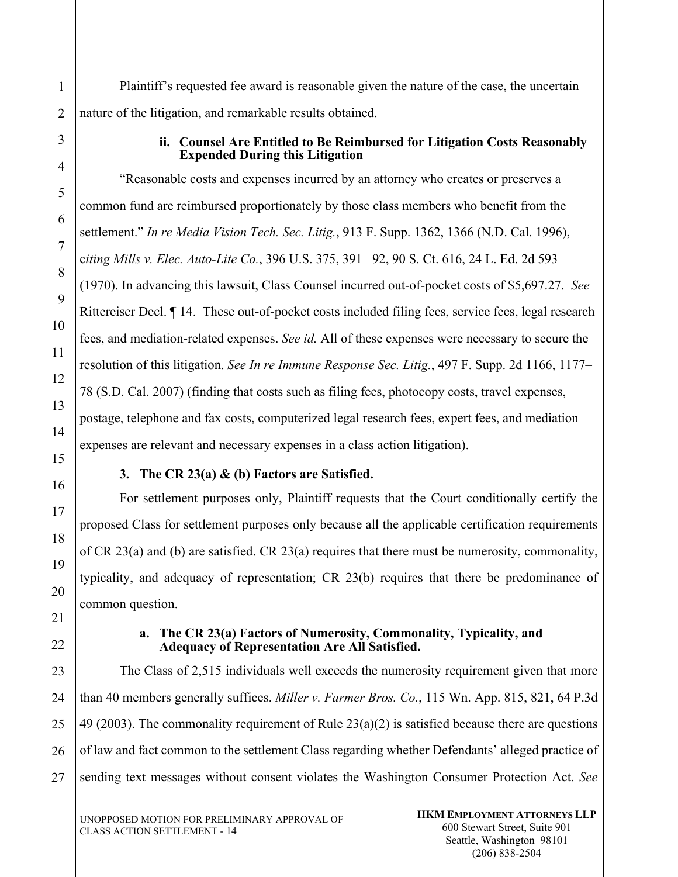Plaintiff's requested fee award is reasonable given the nature of the case, the uncertain nature of the litigation, and remarkable results obtained.

#### ii. Counsel Are Entitled to Be Reimbursed for Litigation Costs Reasonably Expended During this Litigation

"Reasonable costs and expenses incurred by an attorney who creates or preserves a common fund are reimbursed proportionately by those class members who benefit from the settlement." *In re Media Vision Tech. Sec. Litig.*, 913 F. Supp. 1362, 1366 (N.D. Cal. 1996), c*iting Mills v. Elec. Auto-Lite Co.*, 396 U.S. 375, 391– 92, 90 S. Ct. 616, 24 L. Ed. 2d 593 (1970). In advancing this lawsuit, Class Counsel incurred out-of-pocket costs of $5,697.27. *See* Rittereiser Decl. ¶ 14. These out-of-pocket costs included filing fees, service fees, legal research fees, and mediation-related expenses. *See id.* All of these expenses were necessary to secure the resolution of this litigation. *See In re Immune Response Sec. Litig.*, 497 F. Supp. 2d 1166, 1177–78 (S.D. Cal. 2007) (finding that costs such as filing fees, photocopy costs, travel expenses, postage, telephone and fax costs, computerized legal research fees, expert fees, and mediation expenses are relevant and necessary expenses in a class action litigation).

### 3. The CR 23(a) & (b) Factors are Satisfied.

For settlement purposes only, Plaintiff requests that the Court conditionally certify the proposed Class for settlement purposes only because all the applicable certification requirements of CR 23(a) and (b) are satisfied. CR 23(a) requires that there must be numerosity, commonality, typicality, and adequacy of representation; CR 23(b) requires that there be predominance of common question.

#### a. The CR 23(a) Factors of Numerosity, Commonality, Typicality, and Adequacy of Representation Are All Satisfied.

The Class of 2,515 individuals well exceeds the numerosity requirement given that more than 40 members generally suffices. *Miller v. Farmer Bros. Co.*, 115 Wn. App. 815, 821, 64 P.3d 49 (2003). The commonality requirement of Rule 23(a)(2) is satisfied because there are questions of law and fact common to the settlement Class regarding whether Defendants' alleged practice of sending text messages without consent violates the Washington Consumer Protection Act. *See*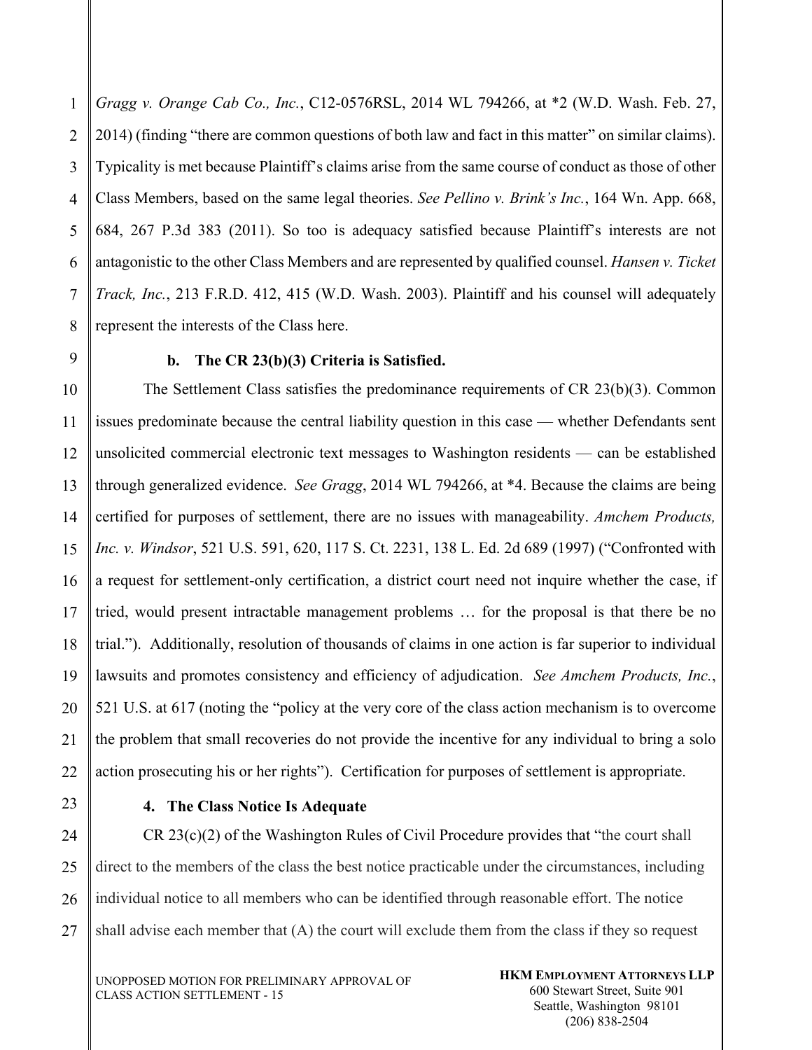*Gragg v. Orange Cab Co., Inc.*, C12-0576RSL, 2014 WL 794266, at *2 (W.D. Wash. Feb. 27, 2014) (finding "there are common questions of both law and fact in this matter" on similar claims). Typicality is met because Plaintiff's claims arise from the same course of conduct as those of other Class Members, based on the same legal theories. *See Pellino v. Brink's Inc.*, 164 Wn. App. 668, 684, 267 P.3d 383 (2011). So too is adequacy satisfied because Plaintiff's interests are not antagonistic to the other Class Members and are represented by qualified counsel. *Hansen v. Ticket Track, Inc.*, 213 F.R.D. 412, 415 (W.D. Wash. 2003). Plaintiff and his counsel will adequately represent the interests of the Class here.

**b. The CR 23(b)(3) Criteria is Satisfied.**

The Settlement Class satisfies the predominance requirements of CR 23(b)(3). Common issues predominate because the central liability question in this case — whether Defendants sent unsolicited commercial electronic text messages to Washington residents — can be established through generalized evidence. *See Gragg*, 2014 WL 794266, at *4. Because the claims are being certified for purposes of settlement, there are no issues with manageability. *Amchem Products, Inc. v. Windsor*, 521 U.S. 591, 620, 117 S. Ct. 2231, 138 L. Ed. 2d 689 (1997) ("Confronted with a request for settlement-only certification, a district court need not inquire whether the case, if tried, would present intractable management problems … for the proposal is that there be no trial."). Additionally, resolution of thousands of claims in one action is far superior to individual lawsuits and promotes consistency and efficiency of adjudication. *See Amchem Products, Inc.*, 521 U.S. at 617 (noting the "policy at the very core of the class action mechanism is to overcome the problem that small recoveries do not provide the incentive for any individual to bring a solo action prosecuting his or her rights"). Certification for purposes of settlement is appropriate.

**4. The Class Notice Is Adequate**

CR 23(c)(2) of the Washington Rules of Civil Procedure provides that "the court shall direct to the members of the class the best notice practicable under the circumstances, including individual notice to all members who can be identified through reasonable effort. The notice shall advise each member that (A) the court will exclude them from the class if they so request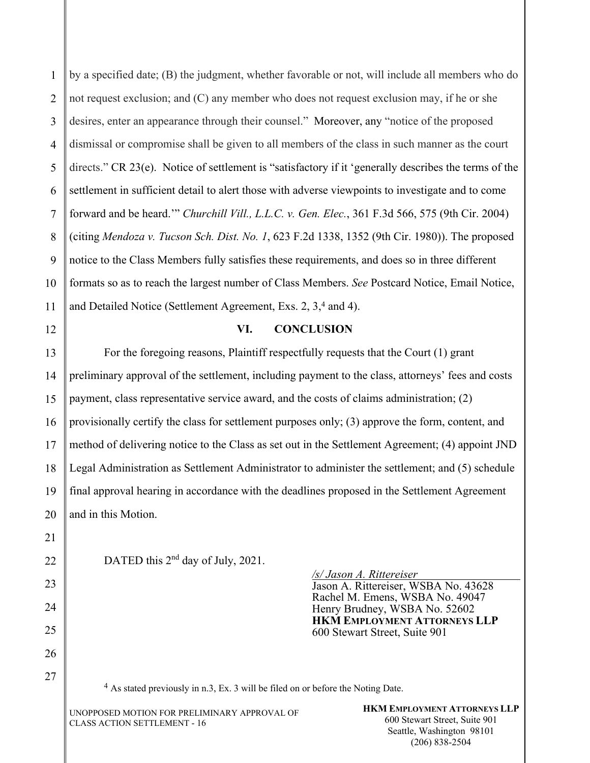by a specified date; (B) the judgment, whether favorable or not, will include all members who do not request exclusion; and (C) any member who does not request exclusion may, if he or she desires, enter an appearance through their counsel." Moreover, any "notice of the proposed dismissal or compromise shall be given to all members of the class in such manner as the court directs." CR 23(e). Notice of settlement is "satisfactory if it 'generally describes the terms of the settlement in sufficient detail to alert those with adverse viewpoints to investigate and to come forward and be heard.'" *Churchill Vill., L.L.C. v. Gen. Elec.*, 361 F.3d 566, 575 (9th Cir. 2004) (citing *Mendoza v. Tucson Sch. Dist. No. 1*, 623 F.2d 1338, 1352 (9th Cir. 1980)). The proposed notice to the Class Members fully satisfies these requirements, and does so in three different formats so as to reach the largest number of Class Members. *See* Postcard Notice, Email Notice, and Detailed Notice (Settlement Agreement, Exs. 2, 3,[4] and 4).

## VI. CONCLUSION

For the foregoing reasons, Plaintiff respectfully requests that the Court (1) grant preliminary approval of the settlement, including payment to the class, attorneys' fees and costs payment, class representative service award, and the costs of claims administration; (2) provisionally certify the class for settlement purposes only; (3) approve the form, content, and method of delivering notice to the Class as set out in the Settlement Agreement; (4) appoint JND Legal Administration as Settlement Administrator to administer the settlement; and (5) schedule final approval hearing in accordance with the deadlines proposed in the Settlement Agreement and in this Motion.

DATED this 2nd day of July, 2021.

*/s/ Jason A. Rittereiser*
Jason A. Rittereiser, WSBA No. 43628
Rachel M. Emens, WSBA No. 49047
Henry Brudney, WSBA No. 52602
**HKM EMPLOYMENT ATTORNEYS LLP**
600 Stewart Street, Suite 901

[4] As stated previously in n.3, Ex. 3 will be filed on or before the Noting Date.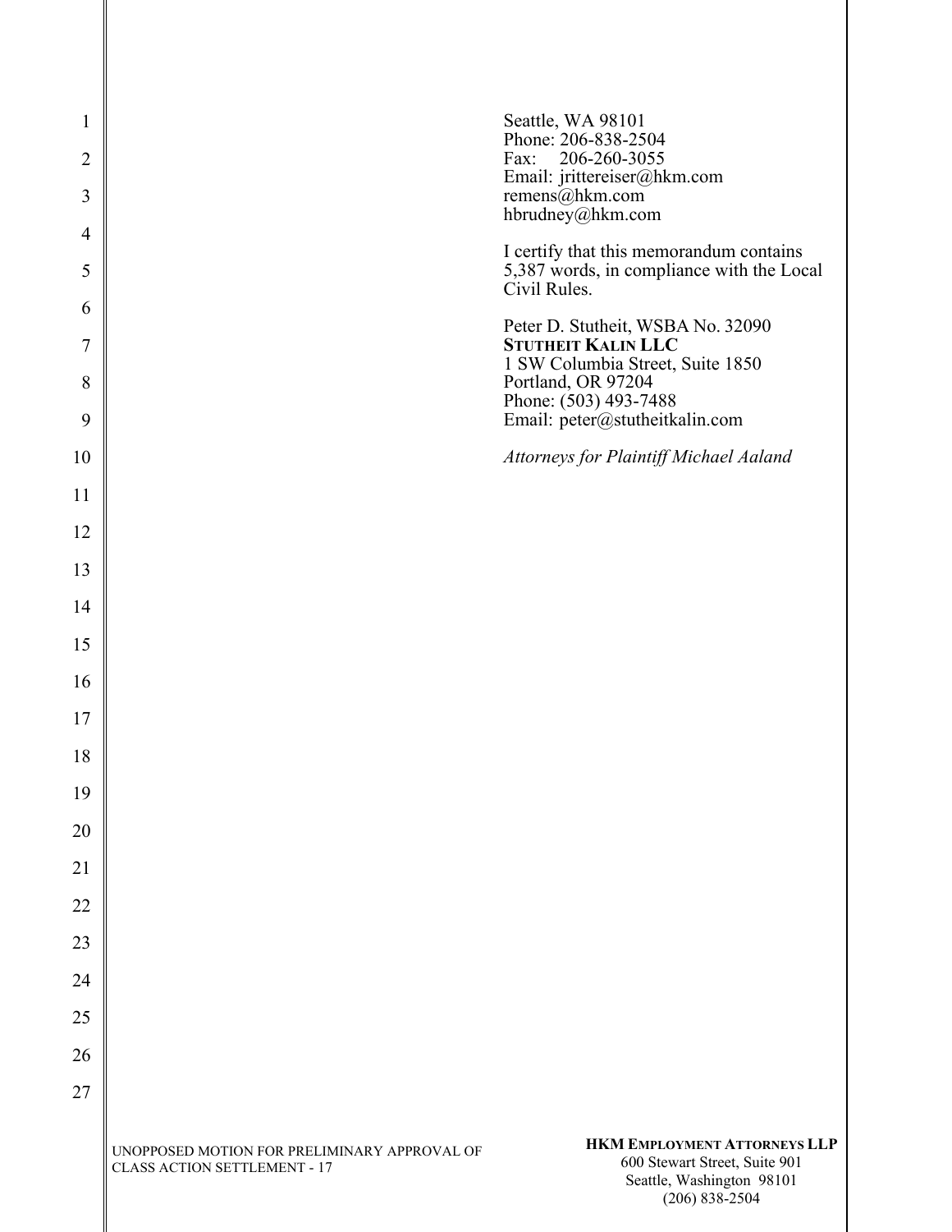Seattle, WA 98101
Phone: 206-838-2504
Fax: 206-260-3055
Email: jrittereiser@hkm.com
remens@hkm.com
hbrudney@hkm.com

I certify that this memorandum contains 5,387 words, in compliance with the Local Civil Rules.

Peter D. Stutheit, WSBA No. 32090
**STUTHEIT KALIN LLC**
1 SW Columbia Street, Suite 1850
Portland, OR 97204
Phone: (503) 493-7488
Email: peter@stutheitkalin.com

*Attorneys for Plaintiff Michael Aaland*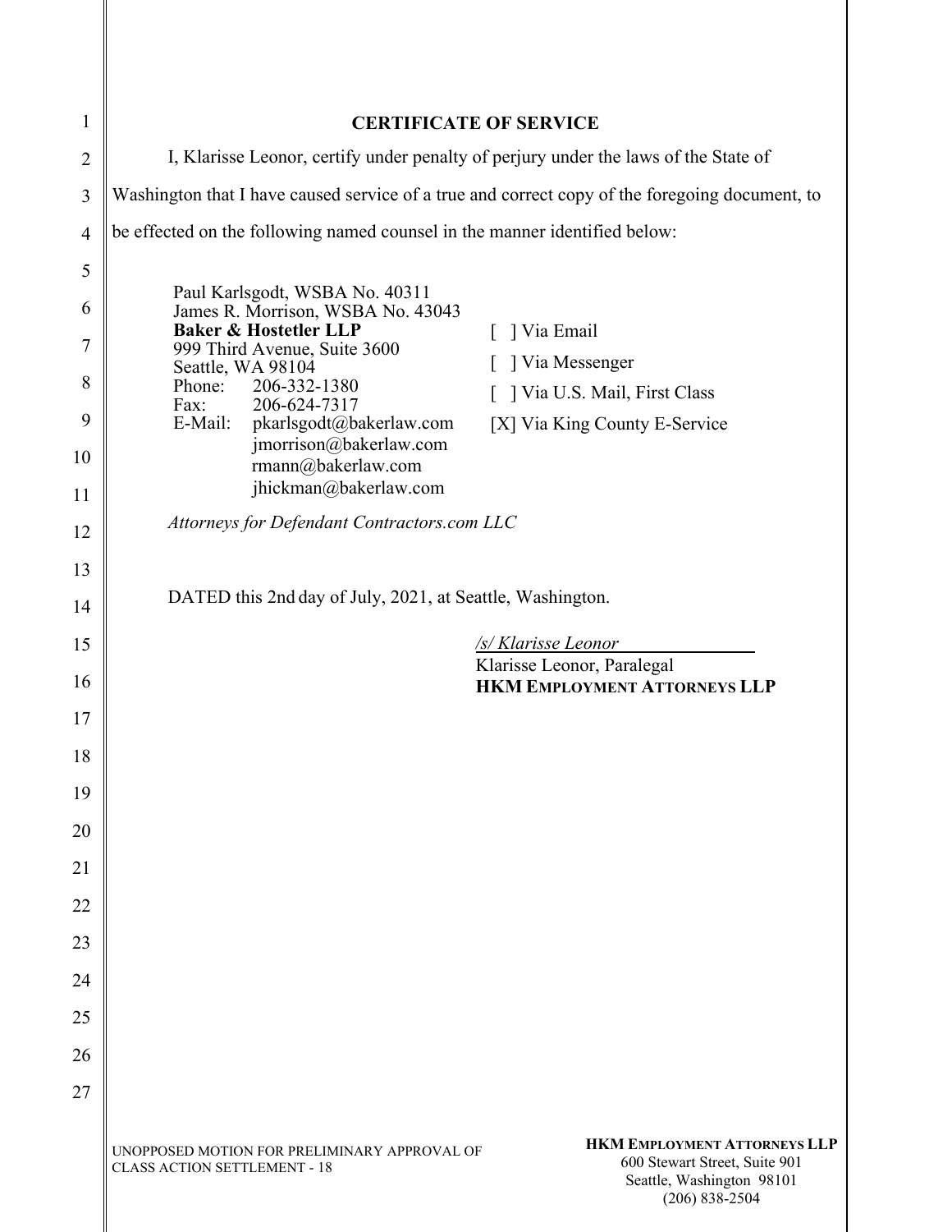# CERTIFICATE OF SERVICE

I, Klarisse Leonor, certify under penalty of perjury under the laws of the State of Washington that I have caused service of a true and correct copy of the foregoing document, to be effected on the following named counsel in the manner identified below:

Paul Karlsgodt, WSBA No. 40311
James R. Morrison, WSBA No. 43043
**Baker & Hostetler LLP**
999 Third Avenue, Suite 3600
Seattle, WA 98104
Phone: 206-332-1380
Fax: 206-624-7317
E-Mail: pkarlsgodt@bakerlaw.com
jmorrison@bakerlaw.com
rmann@bakerlaw.com
jhickman@bakerlaw.com

*Attorneys for Defendant Contractors.com LLC*

[ ] Via Email
[ ] Via Messenger
[ ] Via U.S. Mail, First Class
[X] Via King County E-Service

DATED this 2nd day of July, 2021, at Seattle, Washington.

*/s/ Klarisse Leonor*
Klarisse Leonor, Paralegal
**HKM EMPLOYMENT ATTORNEYS LLP**